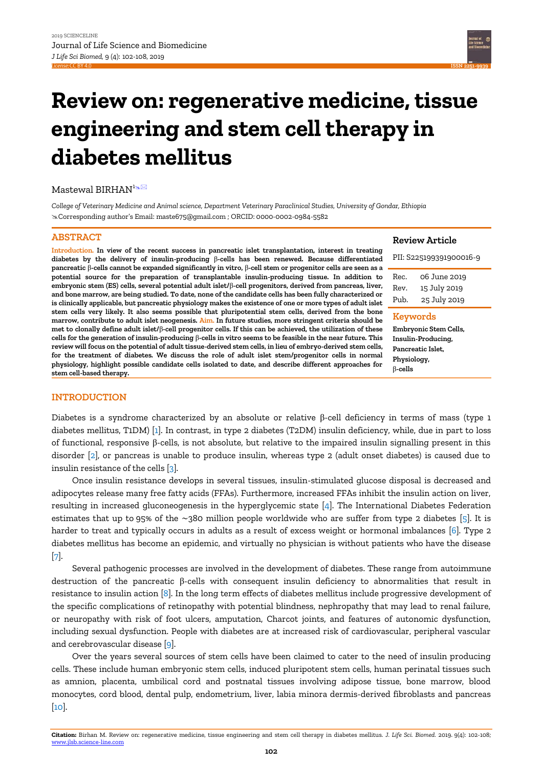# Review on: regenerative medicine, tissue engineering and stem cell therapy in diabetes mellitus

Mastewal BIRHAN[1]

*College of Veterinary Medicine and Animal science, Department Veterinary Paraclinical Studies, University of Gondar, Ethiopia*

Corresponding author's Email: maste675@gmail.com ; ORCID: 0000-0002-0984-5582

## ABSTRACT

**Introduction. In view of the recent success in pancreatic islet transplantation, interest in treating diabetes by the delivery of insulin-producing β-cells has been renewed. Because differentiated pancreatic β-cells cannot be expanded significantly in vitro, β-cell stem or progenitor cells are seen as a potential source for the preparation of transplantable insulin-producing tissue. In addition to embryonic stem (ES) cells, several potential adult islet/β-cell progenitors, derived from pancreas, liver, and bone marrow, are being studied. To date, none of the candidate cells has been fully characterized or is clinically applicable, but pancreatic physiology makes the existence of one or more types of adult islet stem cells very likely. It also seems possible that pluripotential stem cells, derived from the bone marrow, contribute to adult islet neogenesis. Aim. In future studies, more stringent criteria should be met to clonally define adult islet/β-cell progenitor cells. If this can be achieved, the utilization of these cells for the generation of insulin-producing β-cells in vitro seems to be feasible in the near future. This review will focus on the potential of adult tissue-derived stem cells, in lieu of embryo-derived stem cells, for the treatment of diabetes. We discuss the role of adult islet stem/progenitor cells in normal physiology, highlight possible candidate cells isolated to date, and describe different approaches for stem cell-based therapy.**

**Review Article**

PII: S225199391900016-9

| | |
|---|---|
| Rec. | 06 June 2019 |
| Rev. | 15 July 2019 |
| Pub. | 25 July 2019 |

**Keywords**

**Embryonic Stem Cells, Insulin-Producing, Pancreatic Islet, Physiology, β-cells**

## INTRODUCTION

Diabetes is a syndrome characterized by an absolute or relative β-cell deficiency in terms of mass (type 1 diabetes mellitus, T1DM) [1]. In contrast, in type 2 diabetes (T2DM) insulin deficiency, while, due in part to loss of functional, responsive β-cells, is not absolute, but relative to the impaired insulin signalling present in this disorder [2], or pancreas is unable to produce insulin, whereas type 2 (adult onset diabetes) is caused due to insulin resistance of the cells [3].

Once insulin resistance develops in several tissues, insulin-stimulated glucose disposal is decreased and adipocytes release many free fatty acids (FFAs). Furthermore, increased FFAs inhibit the insulin action on liver, resulting in increased gluconeogenesis in the hyperglycemic state [4]. The International Diabetes Federation estimates that up to 95% of the ~380 million people worldwide who are suffer from type 2 diabetes [5]. It is harder to treat and typically occurs in adults as a result of excess weight or hormonal imbalances [6]. Type 2 diabetes mellitus has become an epidemic, and virtually no physician is without patients who have the disease [7].

Several pathogenic processes are involved in the development of diabetes. These range from autoimmune destruction of the pancreatic β-cells with consequent insulin deficiency to abnormalities that result in resistance to insulin action [8]. In the long term effects of diabetes mellitus include progressive development of the specific complications of retinopathy with potential blindness, nephropathy that may lead to renal failure, or neuropathy with risk of foot ulcers, amputation, Charcot joints, and features of autonomic dysfunction, including sexual dysfunction. People with diabetes are at increased risk of cardiovascular, peripheral vascular and cerebrovascular disease [9].

Over the years several sources of stem cells have been claimed to cater to the need of insulin producing cells. These include human embryonic stem cells, induced pluripotent stem cells, human perinatal tissues such as amnion, placenta, umbilical cord and postnatal tissues involving adipose tissue, bone marrow, blood monocytes, cord blood, dental pulp, endometrium, liver, labia minora dermis-derived fibroblasts and pancreas [10].

**Citation:** Birhan M. Review on: regenerative medicine, tissue engineering and stem cell therapy in diabetes mellitus. *J. Life Sci. Biomed.* 2019. 9(4): 102-108; www.jlsb.science-line.com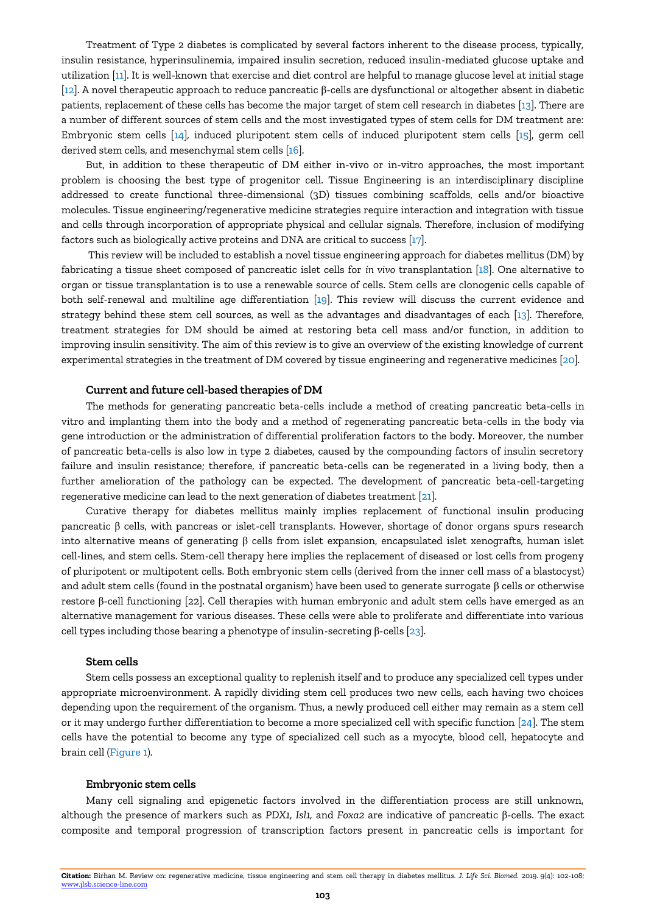Treatment of Type 2 diabetes is complicated by several factors inherent to the disease process, typically, insulin resistance, hyperinsulinemia, impaired insulin secretion, reduced insulin-mediated glucose uptake and utilization [11]. It is well-known that exercise and diet control are helpful to manage glucose level at initial stage [12]. A novel therapeutic approach to reduce pancreatic β-cells are dysfunctional or altogether absent in diabetic patients, replacement of these cells has become the major target of stem cell research in diabetes [13]. There are a number of different sources of stem cells and the most investigated types of stem cells for DM treatment are: Embryonic stem cells [14], induced pluripotent stem cells of induced pluripotent stem cells [15], germ cell derived stem cells, and mesenchymal stem cells [16].

But, in addition to these therapeutic of DM either in-vivo or in-vitro approaches, the most important problem is choosing the best type of progenitor cell. Tissue Engineering is an interdisciplinary discipline addressed to create functional three-dimensional (3D) tissues combining scaffolds, cells and/or bioactive molecules. Tissue engineering/regenerative medicine strategies require interaction and integration with tissue and cells through incorporation of appropriate physical and cellular signals. Therefore, inclusion of modifying factors such as biologically active proteins and DNA are critical to success [17].

This review will be included to establish a novel tissue engineering approach for diabetes mellitus (DM) by fabricating a tissue sheet composed of pancreatic islet cells for *in vivo* transplantation [18]. One alternative to organ or tissue transplantation is to use a renewable source of cells. Stem cells are clonogenic cells capable of both self-renewal and multiline age differentiation [19]. This review will discuss the current evidence and strategy behind these stem cell sources, as well as the advantages and disadvantages of each [13]. Therefore, treatment strategies for DM should be aimed at restoring beta cell mass and/or function, in addition to improving insulin sensitivity. The aim of this review is to give an overview of the existing knowledge of current experimental strategies in the treatment of DM covered by tissue engineering and regenerative medicines [20].

### Current and future cell-based therapies of DM

The methods for generating pancreatic beta-cells include a method of creating pancreatic beta-cells in vitro and implanting them into the body and a method of regenerating pancreatic beta-cells in the body via gene introduction or the administration of differential proliferation factors to the body. Moreover, the number of pancreatic beta-cells is also low in type 2 diabetes, caused by the compounding factors of insulin secretory failure and insulin resistance; therefore, if pancreatic beta-cells can be regenerated in a living body, then a further amelioration of the pathology can be expected. The development of pancreatic beta-cell-targeting regenerative medicine can lead to the next generation of diabetes treatment [21].

Curative therapy for diabetes mellitus mainly implies replacement of functional insulin producing pancreatic β cells, with pancreas or islet-cell transplants. However, shortage of donor organs spurs research into alternative means of generating β cells from islet expansion, encapsulated islet xenografts, human islet cell-lines, and stem cells. Stem-cell therapy here implies the replacement of diseased or lost cells from progeny of pluripotent or multipotent cells. Both embryonic stem cells (derived from the inner cell mass of a blastocyst) and adult stem cells (found in the postnatal organism) have been used to generate surrogate β cells or otherwise restore β-cell functioning [22]. Cell therapies with human embryonic and adult stem cells have emerged as an alternative management for various diseases. These cells were able to proliferate and differentiate into various cell types including those bearing a phenotype of insulin-secreting β-cells [23].

### Stem cells

Stem cells possess an exceptional quality to replenish itself and to produce any specialized cell types under appropriate microenvironment. A rapidly dividing stem cell produces two new cells, each having two choices depending upon the requirement of the organism. Thus, a newly produced cell either may remain as a stem cell or it may undergo further differentiation to become a more specialized cell with specific function [24]. The stem cells have the potential to become any type of specialized cell such as a myocyte, blood cell, hepatocyte and brain cell (Figure 1).

### Embryonic stem cells

Many cell signaling and epigenetic factors involved in the differentiation process are still unknown, although the presence of markers such as *PDX1*, *Isl1*, and *Foxa2* are indicative of pancreatic β-cells. The exact composite and temporal progression of transcription factors present in pancreatic cells is important for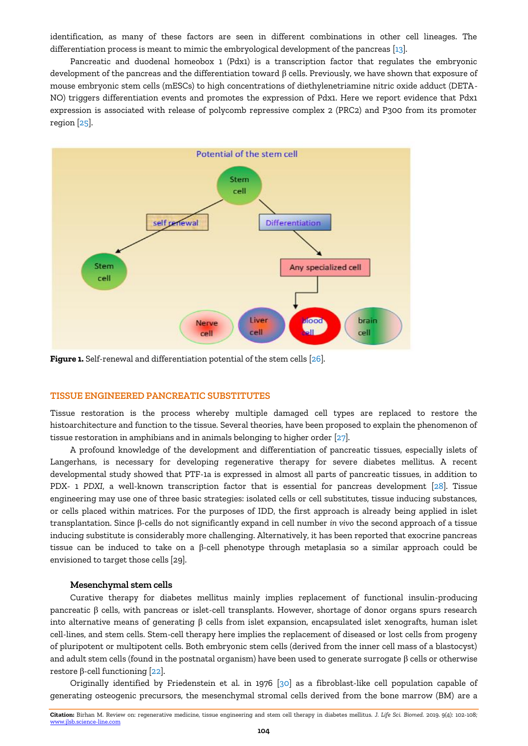identification, as many of these factors are seen in different combinations in other cell lineages. The differentiation process is meant to mimic the embryological development of the pancreas [13].

Pancreatic and duodenal homeobox 1 (Pdx1) is a transcription factor that regulates the embryonic development of the pancreas and the differentiation toward β cells. Previously, we have shown that exposure of mouse embryonic stem cells (mESCs) to high concentrations of diethylenetriamine nitric oxide adduct (DETA-NO) triggers differentiation events and promotes the expression of Pdx1. Here we report evidence that Pdx1 expression is associated with release of polycomb repressive complex 2 (PRC2) and P300 from its promoter region [25].

**Figure 1.** Self-renewal and differentiation potential of the stem cells [26].

## TISSUE ENGINEERED PANCREATIC SUBSTITUTES

Tissue restoration is the process whereby multiple damaged cell types are replaced to restore the histoarchitecture and function to the tissue. Several theories, have been proposed to explain the phenomenon of tissue restoration in amphibians and in animals belonging to higher order [27].

A profound knowledge of the development and differentiation of pancreatic tissues, especially islets of Langerhans, is necessary for developing regenerative therapy for severe diabetes mellitus. A recent developmental study showed that PTF-1a is expressed in almost all parts of pancreatic tissues, in addition to PDX- 1 *PDXI*, a well-known transcription factor that is essential for pancreas development [28]. Tissue engineering may use one of three basic strategies: isolated cells or cell substitutes, tissue inducing substances, or cells placed within matrices. For the purposes of IDD, the first approach is already being applied in islet transplantation. Since β-cells do not significantly expand in cell number *in vivo* the second approach of a tissue inducing substitute is considerably more challenging. Alternatively, it has been reported that exocrine pancreas tissue can be induced to take on a β-cell phenotype through metaplasia so a similar approach could be envisioned to target those cells [29].

### Mesenchymal stem cells

Curative therapy for diabetes mellitus mainly implies replacement of functional insulin-producing pancreatic β cells, with pancreas or islet-cell transplants. However, shortage of donor organs spurs research into alternative means of generating β cells from islet expansion, encapsulated islet xenografts, human islet cell-lines, and stem cells. Stem-cell therapy here implies the replacement of diseased or lost cells from progeny of pluripotent or multipotent cells. Both embryonic stem cells (derived from the inner cell mass of a blastocyst) and adult stem cells (found in the postnatal organism) have been used to generate surrogate β cells or otherwise restore β-cell functioning [22].

Originally identified by Friedenstein et al. in 1976 [30] as a fibroblast-like cell population capable of generating osteogenic precursors, the mesenchymal stromal cells derived from the bone marrow (BM) are a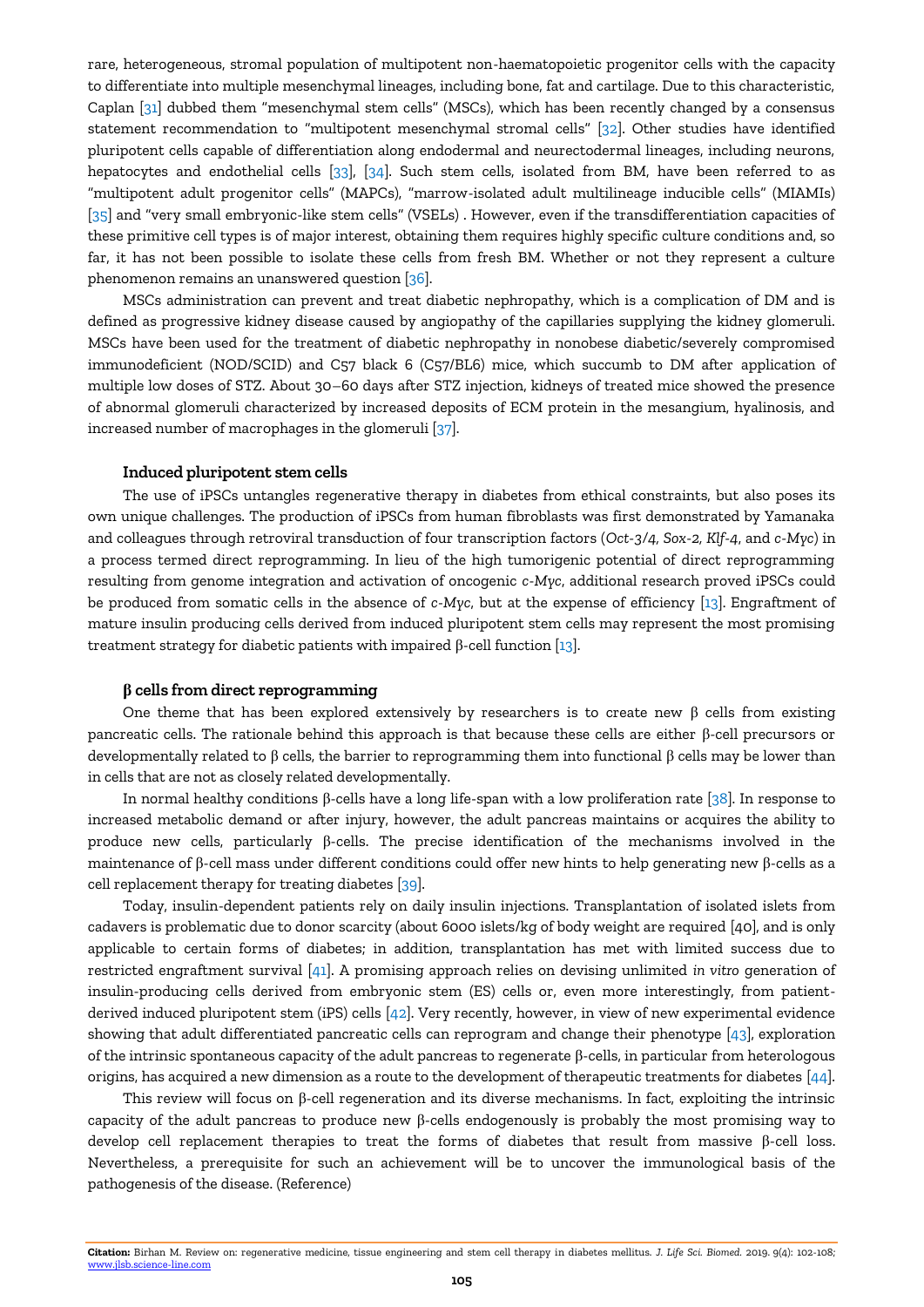rare, heterogeneous, stromal population of multipotent non-haematopoietic progenitor cells with the capacity to differentiate into multiple mesenchymal lineages, including bone, fat and cartilage. Due to this characteristic, Caplan [31] dubbed them "mesenchymal stem cells" (MSCs), which has been recently changed by a consensus statement recommendation to "multipotent mesenchymal stromal cells" [32]. Other studies have identified pluripotent cells capable of differentiation along endodermal and neurectodermal lineages, including neurons, hepatocytes and endothelial cells [33], [34]. Such stem cells, isolated from BM, have been referred to as "multipotent adult progenitor cells" (MAPCs), "marrow-isolated adult multilineage inducible cells" (MIAMIs) [35] and "very small embryonic-like stem cells" (VSELs) . However, even if the transdifferentiation capacities of these primitive cell types is of major interest, obtaining them requires highly specific culture conditions and, so far, it has not been possible to isolate these cells from fresh BM. Whether or not they represent a culture phenomenon remains an unanswered question [36].

MSCs administration can prevent and treat diabetic nephropathy, which is a complication of DM and is defined as progressive kidney disease caused by angiopathy of the capillaries supplying the kidney glomeruli. MSCs have been used for the treatment of diabetic nephropathy in nonobese diabetic/severely compromised immunodeficient (NOD/SCID) and C57 black 6 (C57/BL6) mice, which succumb to DM after application of multiple low doses of STZ. About 30–60 days after STZ injection, kidneys of treated mice showed the presence of abnormal glomeruli characterized by increased deposits of ECM protein in the mesangium, hyalinosis, and increased number of macrophages in the glomeruli [37].

### Induced pluripotent stem cells

The use of iPSCs untangles regenerative therapy in diabetes from ethical constraints, but also poses its own unique challenges. The production of iPSCs from human fibroblasts was first demonstrated by Yamanaka and colleagues through retroviral transduction of four transcription factors (*Oct-3/4*, *Sox-2*, *Klf-4*, and *c-Myc*) in a process termed direct reprogramming. In lieu of the high tumorigenic potential of direct reprogramming resulting from genome integration and activation of oncogenic *c-Myc*, additional research proved iPSCs could be produced from somatic cells in the absence of *c-Myc*, but at the expense of efficiency [13]. Engraftment of mature insulin producing cells derived from induced pluripotent stem cells may represent the most promising treatment strategy for diabetic patients with impaired β-cell function [13].

### β cells from direct reprogramming

One theme that has been explored extensively by researchers is to create new β cells from existing pancreatic cells. The rationale behind this approach is that because these cells are either β-cell precursors or developmentally related to β cells, the barrier to reprogramming them into functional β cells may be lower than in cells that are not as closely related developmentally.

In normal healthy conditions β-cells have a long life-span with a low proliferation rate [38]. In response to increased metabolic demand or after injury, however, the adult pancreas maintains or acquires the ability to produce new cells, particularly β-cells. The precise identification of the mechanisms involved in the maintenance of β-cell mass under different conditions could offer new hints to help generating new β-cells as a cell replacement therapy for treating diabetes [39].

Today, insulin-dependent patients rely on daily insulin injections. Transplantation of isolated islets from cadavers is problematic due to donor scarcity (about 6000 islets/kg of body weight are required [40], and is only applicable to certain forms of diabetes; in addition, transplantation has met with limited success due to restricted engraftment survival [41]. A promising approach relies on devising unlimited *in vitro* generation of insulin-producing cells derived from embryonic stem (ES) cells or, even more interestingly, from patient-derived induced pluripotent stem (iPS) cells [42]. Very recently, however, in view of new experimental evidence showing that adult differentiated pancreatic cells can reprogram and change their phenotype [43], exploration of the intrinsic spontaneous capacity of the adult pancreas to regenerate β-cells, in particular from heterologous origins, has acquired a new dimension as a route to the development of therapeutic treatments for diabetes [44].

This review will focus on β-cell regeneration and its diverse mechanisms. In fact, exploiting the intrinsic capacity of the adult pancreas to produce new β-cells endogenously is probably the most promising way to develop cell replacement therapies to treat the forms of diabetes that result from massive β-cell loss. Nevertheless, a prerequisite for such an achievement will be to uncover the immunological basis of the pathogenesis of the disease. (Reference)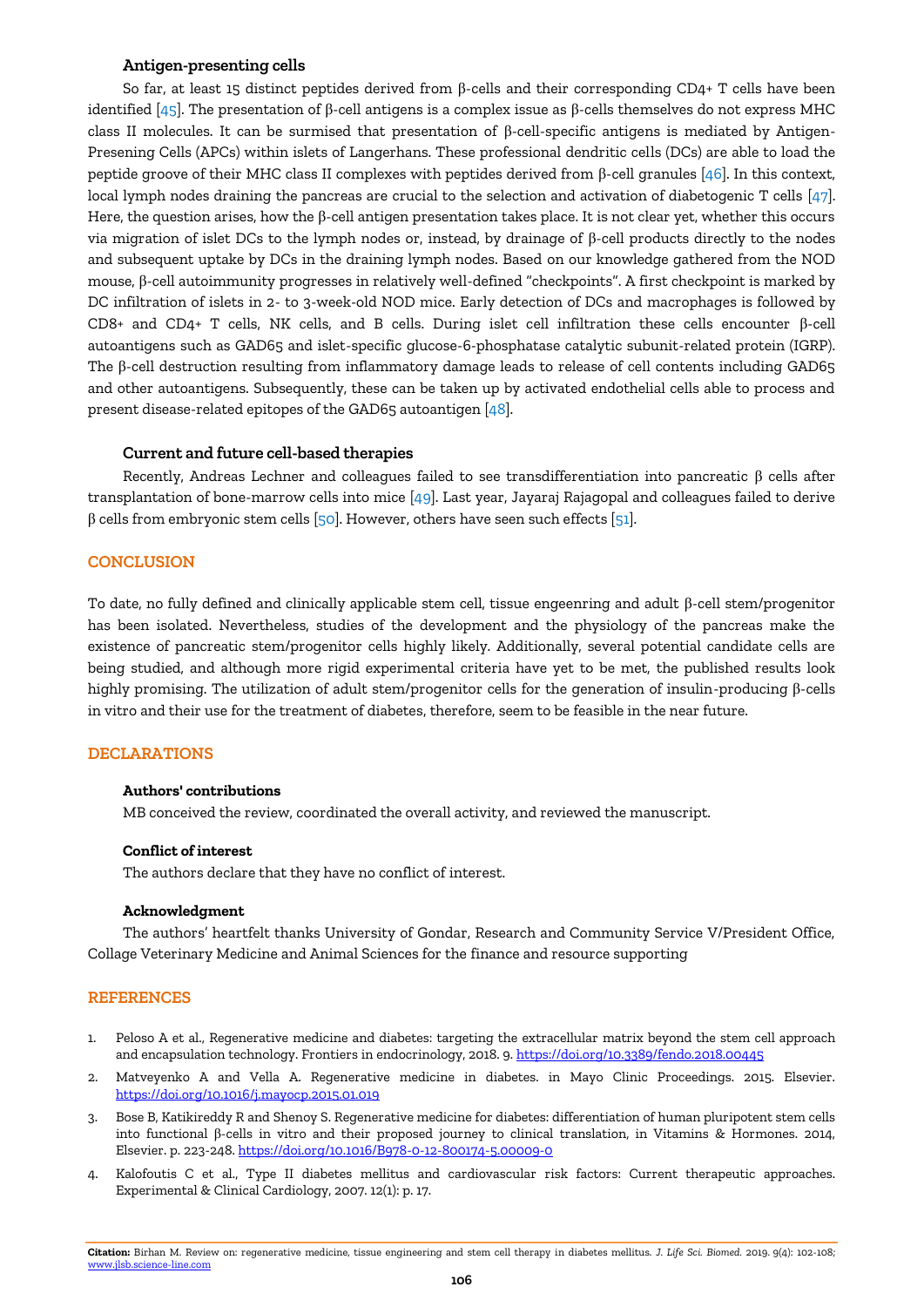### Antigen-presenting cells

So far, at least 15 distinct peptides derived from β-cells and their corresponding CD4+ T cells have been identified [45]. The presentation of β-cell antigens is a complex issue as β-cells themselves do not express MHC class II molecules. It can be surmised that presentation of β-cell-specific antigens is mediated by Antigen-Presening Cells (APCs) within islets of Langerhans. These professional dendritic cells (DCs) are able to load the peptide groove of their MHC class II complexes with peptides derived from β-cell granules [46]. In this context, local lymph nodes draining the pancreas are crucial to the selection and activation of diabetogenic T cells [47]. Here, the question arises, how the β-cell antigen presentation takes place. It is not clear yet, whether this occurs via migration of islet DCs to the lymph nodes or, instead, by drainage of β-cell products directly to the nodes and subsequent uptake by DCs in the draining lymph nodes. Based on our knowledge gathered from the NOD mouse, β-cell autoimmunity progresses in relatively well-defined "checkpoints". A first checkpoint is marked by DC infiltration of islets in 2- to 3-week-old NOD mice. Early detection of DCs and macrophages is followed by CD8+ and CD4+ T cells, NK cells, and B cells. During islet cell infiltration these cells encounter β-cell autoantigens such as GAD65 and islet-specific glucose-6-phosphatase catalytic subunit-related protein (IGRP). The β-cell destruction resulting from inflammatory damage leads to release of cell contents including GAD65 and other autoantigens. Subsequently, these can be taken up by activated endothelial cells able to process and present disease-related epitopes of the GAD65 autoantigen [48].

### Current and future cell-based therapies

Recently, Andreas Lechner and colleagues failed to see transdifferentiation into pancreatic β cells after transplantation of bone-marrow cells into mice [49]. Last year, Jayaraj Rajagopal and colleagues failed to derive β cells from embryonic stem cells [50]. However, others have seen such effects [51].

## CONCLUSION

To date, no fully defined and clinically applicable stem cell, tissue engeenring and adult β-cell stem/progenitor has been isolated. Nevertheless, studies of the development and the physiology of the pancreas make the existence of pancreatic stem/progenitor cells highly likely. Additionally, several potential candidate cells are being studied, and although more rigid experimental criteria have yet to be met, the published results look highly promising. The utilization of adult stem/progenitor cells for the generation of insulin-producing β-cells in vitro and their use for the treatment of diabetes, therefore, seem to be feasible in the near future.

## DECLARATIONS

### Authors' contributions

MB conceived the review, coordinated the overall activity, and reviewed the manuscript.

### Conflict of interest

The authors declare that they have no conflict of interest.

### Acknowledgment

The authors' heartfelt thanks University of Gondar, Research and Community Service V/President Office, Collage Veterinary Medicine and Animal Sciences for the finance and resource supporting

## REFERENCES

1. Peloso A et al., Regenerative medicine and diabetes: targeting the extracellular matrix beyond the stem cell approach and encapsulation technology. Frontiers in endocrinology, 2018. 9. https://doi.org/10.3389/fendo.2018.00445
2. Matveyenko A and Vella A. Regenerative medicine in diabetes. in Mayo Clinic Proceedings. 2015. Elsevier. https://doi.org/10.1016/j.mayocp.2015.01.019
3. Bose B, Katikireddy R and Shenoy S. Regenerative medicine for diabetes: differentiation of human pluripotent stem cells into functional β-cells in vitro and their proposed journey to clinical translation, in Vitamins & Hormones. 2014, Elsevier. p. 223-248. https://doi.org/10.1016/B978-0-12-800174-5.00009-0
4. Kalofoutis C et al., Type II diabetes mellitus and cardiovascular risk factors: Current therapeutic approaches. Experimental & Clinical Cardiology, 2007. 12(1): p. 17.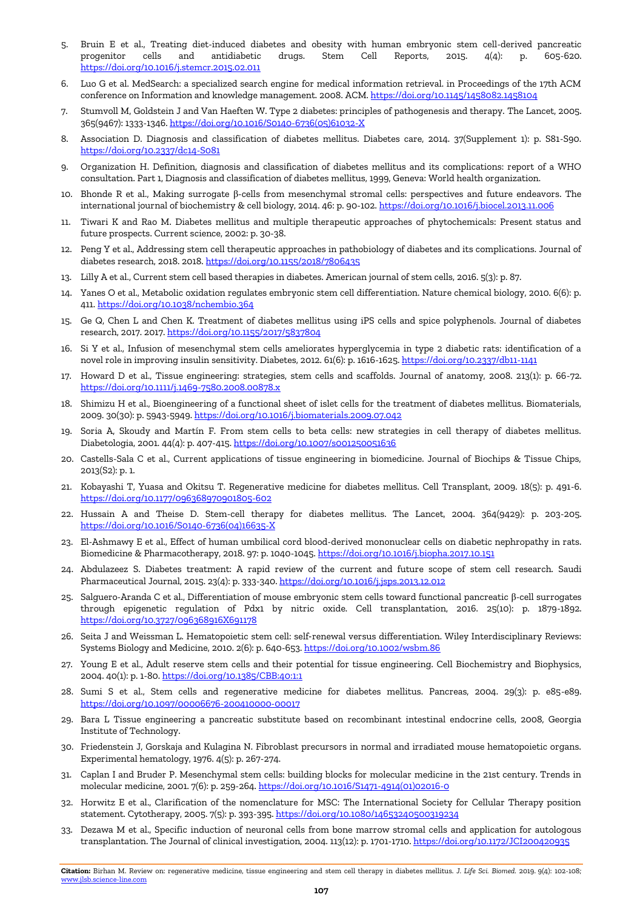5. Bruin E et al., Treating diet-induced diabetes and obesity with human embryonic stem cell-derived pancreatic progenitor cells and antidiabetic drugs. Stem Cell Reports, 2015. 4(4): p. 605-620. https://doi.org/10.1016/j.stemcr.2015.02.011
6. Luo G et al. MedSearch: a specialized search engine for medical information retrieval. in Proceedings of the 17th ACM conference on Information and knowledge management. 2008. ACM. https://doi.org/10.1145/1458082.1458104
7. Stumvoll M, Goldstein J and Van Haeften W. Type 2 diabetes: principles of pathogenesis and therapy. The Lancet, 2005. 365(9467): 1333-1346. https://doi.org/10.1016/S0140-6736(05)61032-X
8. Association D. Diagnosis and classification of diabetes mellitus. Diabetes care, 2014. 37(Supplement 1): p. S81-S90. https://doi.org/10.2337/dc14-S081
9. Organization H. Definition, diagnosis and classification of diabetes mellitus and its complications: report of a WHO consultation. Part 1, Diagnosis and classification of diabetes mellitus, 1999, Geneva: World health organization.
10. Bhonde R et al., Making surrogate β-cells from mesenchymal stromal cells: perspectives and future endeavors. The international journal of biochemistry & cell biology, 2014. 46: p. 90-102. https://doi.org/10.1016/j.biocel.2013.11.006
11. Tiwari K and Rao M. Diabetes mellitus and multiple therapeutic approaches of phytochemicals: Present status and future prospects. Current science, 2002: p. 30-38.
12. Peng Y et al., Addressing stem cell therapeutic approaches in pathobiology of diabetes and its complications. Journal of diabetes research, 2018. 2018. https://doi.org/10.1155/2018/7806435
13. Lilly A et al., Current stem cell based therapies in diabetes. American journal of stem cells, 2016. 5(3): p. 87.
14. Yanes O et al., Metabolic oxidation regulates embryonic stem cell differentiation. Nature chemical biology, 2010. 6(6): p. 411. https://doi.org/10.1038/nchembio.364
15. Ge Q, Chen L and Chen K. Treatment of diabetes mellitus using iPS cells and spice polyphenols. Journal of diabetes research, 2017. 2017. https://doi.org/10.1155/2017/5837804
16. Si Y et al., Infusion of mesenchymal stem cells ameliorates hyperglycemia in type 2 diabetic rats: identification of a novel role in improving insulin sensitivity. Diabetes, 2012. 61(6): p. 1616-1625. https://doi.org/10.2337/db11-1141
17. Howard D et al., Tissue engineering: strategies, stem cells and scaffolds. Journal of anatomy, 2008. 213(1): p. 66-72. https://doi.org/10.1111/j.1469-7580.2008.00878.x
18. Shimizu H et al., Bioengineering of a functional sheet of islet cells for the treatment of diabetes mellitus. Biomaterials, 2009. 30(30): p. 5943-5949. https://doi.org/10.1016/j.biomaterials.2009.07.042
19. Soria A, Skoudy and Martín F. From stem cells to beta cells: new strategies in cell therapy of diabetes mellitus. Diabetologia, 2001. 44(4): p. 407-415. https://doi.org/10.1007/s001250051636
20. Castells-Sala C et al., Current applications of tissue engineering in biomedicine. Journal of Biochips & Tissue Chips, 2013(S2): p. 1.
21. Kobayashi T, Yuasa and Okitsu T. Regenerative medicine for diabetes mellitus. Cell Transplant, 2009. 18(5): p. 491-6. https://doi.org/10.1177/096368970901805-602
22. Hussain A and Theise D. Stem-cell therapy for diabetes mellitus. The Lancet, 2004. 364(9429): p. 203-205. https://doi.org/10.1016/S0140-6736(04)16635-X
23. El-Ashmawy E et al., Effect of human umbilical cord blood-derived mononuclear cells on diabetic nephropathy in rats. Biomedicine & Pharmacotherapy, 2018. 97: p. 1040-1045. https://doi.org/10.1016/j.biopha.2017.10.151
24. Abdulazeez S. Diabetes treatment: A rapid review of the current and future scope of stem cell research. Saudi Pharmaceutical Journal, 2015. 23(4): p. 333-340. https://doi.org/10.1016/j.jsps.2013.12.012
25. Salguero-Aranda C et al., Differentiation of mouse embryonic stem cells toward functional pancreatic β-cell surrogates through epigenetic regulation of Pdx1 by nitric oxide. Cell transplantation, 2016. 25(10): p. 1879-1892. https://doi.org/10.3727/096368916X691178
26. Seita J and Weissman L. Hematopoietic stem cell: self-renewal versus differentiation. Wiley Interdisciplinary Reviews: Systems Biology and Medicine, 2010. 2(6): p. 640-653. https://doi.org/10.1002/wsbm.86
27. Young E et al., Adult reserve stem cells and their potential for tissue engineering. Cell Biochemistry and Biophysics, 2004. 40(1): p. 1-80. https://doi.org/10.1385/CBB:40:1:1
28. Sumi S et al., Stem cells and regenerative medicine for diabetes mellitus. Pancreas, 2004. 29(3): p. e85-e89. https://doi.org/10.1097/00006676-200410000-00017
29. Bara L Tissue engineering a pancreatic substitute based on recombinant intestinal endocrine cells, 2008, Georgia Institute of Technology.
30. Friedenstein J, Gorskaja and Kulagina N. Fibroblast precursors in normal and irradiated mouse hematopoietic organs. Experimental hematology, 1976. 4(5): p. 267-274.
31. Caplan I and Bruder P. Mesenchymal stem cells: building blocks for molecular medicine in the 21st century. Trends in molecular medicine, 2001. 7(6): p. 259-264. https://doi.org/10.1016/S1471-4914(01)02016-0
32. Horwitz E et al., Clarification of the nomenclature for MSC: The International Society for Cellular Therapy position statement. Cytotherapy, 2005. 7(5): p. 393-395. https://doi.org/10.1080/14653240500319234
33. Dezawa M et al., Specific induction of neuronal cells from bone marrow stromal cells and application for autologous transplantation. The Journal of clinical investigation, 2004. 113(12): p. 1701-1710. https://doi.org/10.1172/JCI200420935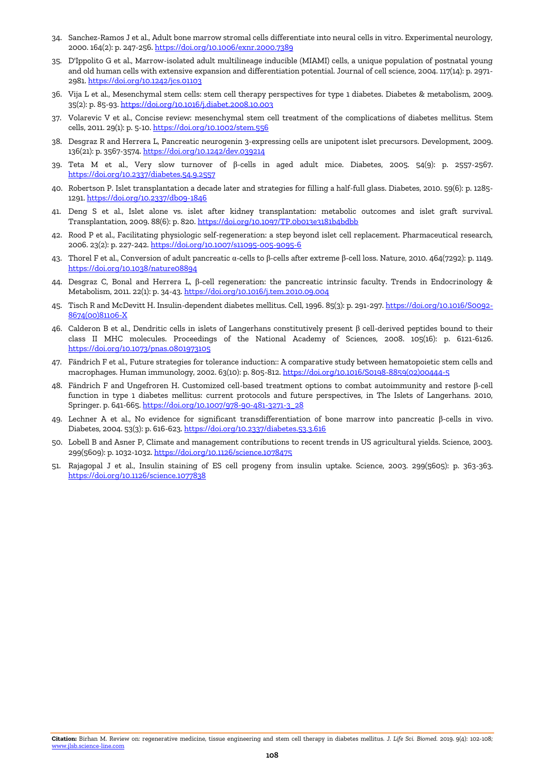34. Sanchez-Ramos J et al., Adult bone marrow stromal cells differentiate into neural cells in vitro. Experimental neurology, 2000. 164(2): p. 247-256. https://doi.org/10.1006/exnr.2000.7389
35. D'Ippolito G et al., Marrow-isolated adult multilineage inducible (MIAMI) cells, a unique population of postnatal young and old human cells with extensive expansion and differentiation potential. Journal of cell science, 2004. 117(14): p. 2971-2981. https://doi.org/10.1242/jcs.01103
36. Vija L et al., Mesenchymal stem cells: stem cell therapy perspectives for type 1 diabetes. Diabetes & metabolism, 2009. 35(2): p. 85-93. https://doi.org/10.1016/j.diabet.2008.10.003
37. Volarevic V et al., Concise review: mesenchymal stem cell treatment of the complications of diabetes mellitus. Stem cells, 2011. 29(1): p. 5-10. https://doi.org/10.1002/stem.556
38. Desgraz R and Herrera L, Pancreatic neurogenin 3-expressing cells are unipotent islet precursors. Development, 2009. 136(21): p. 3567-3574. https://doi.org/10.1242/dev.039214
39. Teta M et al., Very slow turnover of β-cells in aged adult mice. Diabetes, 2005. 54(9): p. 2557-2567. https://doi.org/10.2337/diabetes.54.9.2557
40. Robertson P. Islet transplantation a decade later and strategies for filling a half-full glass. Diabetes, 2010. 59(6): p. 1285-1291. https://doi.org/10.2337/db09-1846
41. Deng S et al., Islet alone vs. islet after kidney transplantation: metabolic outcomes and islet graft survival. Transplantation, 2009. 88(6): p. 820. https://doi.org/10.1097/TP.0b013e3181b4bdbb
42. Rood P et al., Facilitating physiologic self-regeneration: a step beyond islet cell replacement. Pharmaceutical research, 2006. 23(2): p. 227-242. https://doi.org/10.1007/s11095-005-9095-6
43. Thorel F et al., Conversion of adult pancreatic α-cells to β-cells after extreme β-cell loss. Nature, 2010. 464(7292): p. 1149. https://doi.org/10.1038/nature08894
44. Desgraz C, Bonal and Herrera L, β-cell regeneration: the pancreatic intrinsic faculty. Trends in Endocrinology & Metabolism, 2011. 22(1): p. 34-43. https://doi.org/10.1016/j.tem.2010.09.004
45. Tisch R and McDevitt H. Insulin-dependent diabetes mellitus. Cell, 1996. 85(3): p. 291-297. https://doi.org/10.1016/S0092-8674(00)81106-X
46. Calderon B et al., Dendritic cells in islets of Langerhans constitutively present β cell-derived peptides bound to their class II MHC molecules. Proceedings of the National Academy of Sciences, 2008. 105(16): p. 6121-6126. https://doi.org/10.1073/pnas.0801973105
47. Fändrich F et al., Future strategies for tolerance induction:: A comparative study between hematopoietic stem cells and macrophages. Human immunology, 2002. 63(10): p. 805-812. https://doi.org/10.1016/S0198-8859(02)00444-5
48. Fändrich F and Ungefroren H. Customized cell-based treatment options to combat autoimmunity and restore β-cell function in type 1 diabetes mellitus: current protocols and future perspectives, in The Islets of Langerhans. 2010, Springer. p. 641-665. https://doi.org/10.1007/978-90-481-3271-3_28
49. Lechner A et al., No evidence for significant transdifferentiation of bone marrow into pancreatic β-cells in vivo. Diabetes, 2004. 53(3): p. 616-623. https://doi.org/10.2337/diabetes.53.3.616
50. Lobell B and Asner P, Climate and management contributions to recent trends in US agricultural yields. Science, 2003. 299(5609): p. 1032-1032. https://doi.org/10.1126/science.1078475
51. Rajagopal J et al., Insulin staining of ES cell progeny from insulin uptake. Science, 2003. 299(5605): p. 363-363. https://doi.org/10.1126/science.1077838